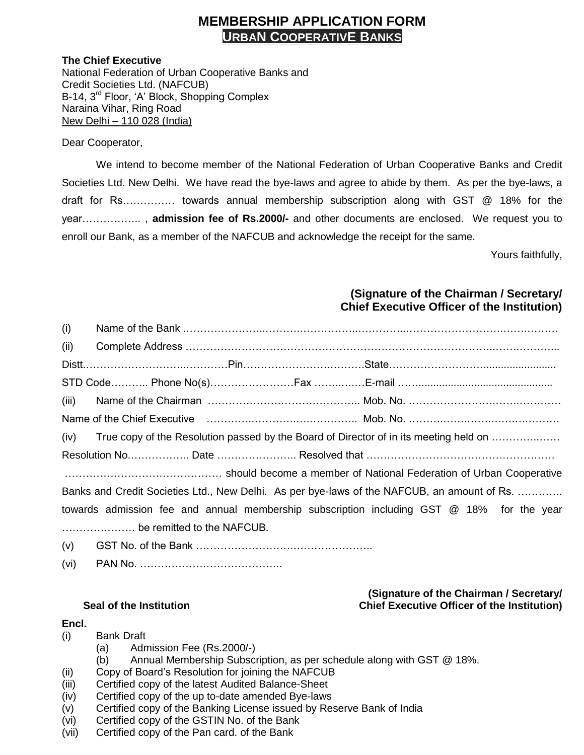# MEMBERSHIP APPLICATION FORM

## URBAN COOPERATIVE BANKS

**The Chief Executive**
National Federation of Urban Cooperative Banks and
Credit Societies Ltd. (NAFCUB)
B-14, 3rd Floor, 'A' Block, Shopping Complex
Naraina Vihar, Ring Road
New Delhi – 110 028 (India)

Dear Cooperator,

We intend to become member of the National Federation of Urban Cooperative Banks and Credit Societies Ltd. New Delhi. We have read the bye-laws and agree to abide by them. As per the bye-laws, a draft for Rs…………… towards annual membership subscription along with GST @ 18% for the year…………….. , **admission fee of Rs.2000/-** and other documents are enclosed. We request you to enroll our Bank, as a member of the NAFCUB and acknowledge the receipt for the same.

Yours faithfully,

**(Signature of the Chairman / Secretary/ Chief Executive Officer of the Institution)**

(i) Name of the Bank ……………………………………………………………………………………………

(ii) Complete Address ……………………………………………………………………………………………

Distt.……………………………………Pin……………………………State………………………………………

STD Code……….. Phone No(s)……………………Fax ……..……E-mail ……………………………………

(iii) Name of the Chairman …………………………………….. Mob. No. ……………………………………

Name of the Chief Executive ……………………………………….. Mob. No. ……………………………………

(iv) True copy of the Resolution passed by the Board of Director of in its meeting held on ……………… Resolution No.…………….. Date ………………….. Resolved that ……………………………………………… ……………………………………… should become a member of National Federation of Urban Cooperative Banks and Credit Societies Ltd., New Delhi. As per bye-laws of the NAFCUB, an amount of Rs. …………. towards admission fee and annual membership subscription including GST @ 18% for the year ………………… be remitted to the NAFCUB.

(v) GST No. of the Bank …………………………………………….

(vi) PAN No. …………………………………..

**Seal of the Institution**

**(Signature of the Chairman / Secretary/ Chief Executive Officer of the Institution)**

**Encl.**

(i) Bank Draft
  (a) Admission Fee (Rs.2000/-)
  (b) Annual Membership Subscription, as per schedule along with GST @ 18%.
(ii) Copy of Board's Resolution for joining the NAFCUB
(iii) Certified copy of the latest Audited Balance-Sheet
(iv) Certified copy of the up to-date amended Bye-laws
(v) Certified copy of the Banking License issued by Reserve Bank of India
(vi) Certified copy of the GSTIN No. of the Bank
(vii) Certified copy of the Pan card. of the Bank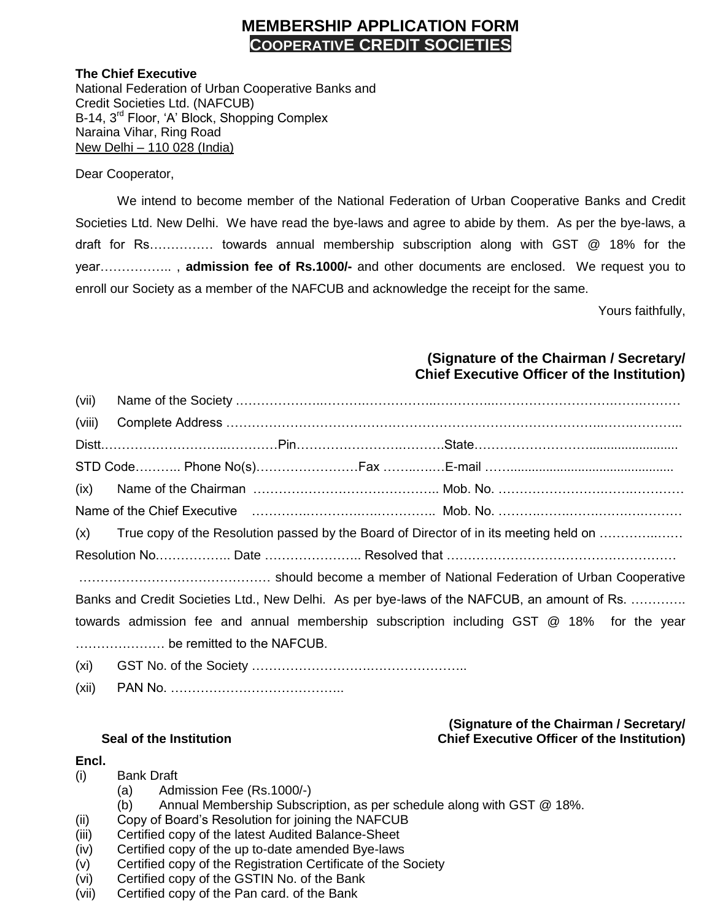# MEMBERSHIP APPLICATION FORM

## COOPERATIVE CREDIT SOCIETIES

**The Chief Executive**
National Federation of Urban Cooperative Banks and
Credit Societies Ltd. (NAFCUB)
B-14, 3rd Floor, 'A' Block, Shopping Complex
Naraina Vihar, Ring Road
New Delhi – 110 028 (India)

Dear Cooperator,

We intend to become member of the National Federation of Urban Cooperative Banks and Credit Societies Ltd. New Delhi. We have read the bye-laws and agree to abide by them. As per the bye-laws, a draft for Rs…………… towards annual membership subscription along with GST @ 18% for the year…………….. , **admission fee of Rs.1000/-** and other documents are enclosed. We request you to enroll our Society as a member of the NAFCUB and acknowledge the receipt for the same.

Yours faithfully,

**(Signature of the Chairman / Secretary/ Chief Executive Officer of the Institution)**

(vii) Name of the Society ………………………………………………………………………………………

(viii) Complete Address ……………………………………………………………………………………………..

Distt.……………………………………Pin……………………………State……………………….....................

STD Code……….. Phone No(s)……………………Fax ……….…E-mail …….............................................

(ix) Name of the Chairman …………………………………….. Mob. No. ……………………………………

Name of the Chief Executive ……………………………………….. Mob. No. ……………………………………

(x) True copy of the Resolution passed by the Board of Director of in its meeting held on ……………… Resolution No…………….. Date ………………….. Resolved that ……………………………………………… ……………………………………… should become a member of National Federation of Urban Cooperative Banks and Credit Societies Ltd., New Delhi. As per bye-laws of the NAFCUB, an amount of Rs. …………. towards admission fee and annual membership subscription including GST @ 18% for the year ………………… be remitted to the NAFCUB.

(xi) GST No. of the Society …………………………………………..

(xii) PAN No. …………………………………..

**Seal of the Institution**

**(Signature of the Chairman / Secretary/ Chief Executive Officer of the Institution)**

**Encl.**

(i) Bank Draft
   (a) Admission Fee (Rs.1000/-)
   (b) Annual Membership Subscription, as per schedule along with GST @ 18%.
(ii) Copy of Board's Resolution for joining the NAFCUB
(iii) Certified copy of the latest Audited Balance-Sheet
(iv) Certified copy of the up to-date amended Bye-laws
(v) Certified copy of the Registration Certificate of the Society
(vi) Certified copy of the GSTIN No. of the Bank
(vii) Certified copy of the Pan card. of the Bank